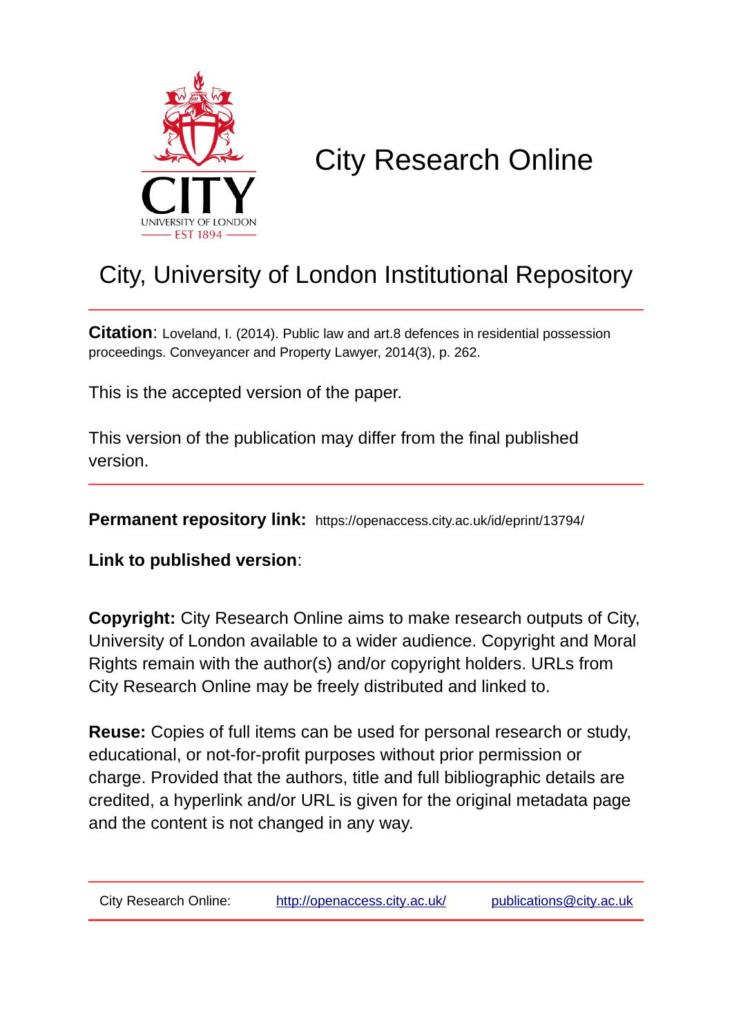# City Research Online

## City, University of London Institutional Repository

**Citation**: Loveland, I. (2014). Public law and art.8 defences in residential possession proceedings. Conveyancer and Property Lawyer, 2014(3), p. 262.

This is the accepted version of the paper.

This version of the publication may differ from the final published version.

**Permanent repository link:** https://openaccess.city.ac.uk/id/eprint/13794/

**Link to published version**:

**Copyright:** City Research Online aims to make research outputs of City, University of London available to a wider audience. Copyright and Moral Rights remain with the author(s) and/or copyright holders. URLs from City Research Online may be freely distributed and linked to.

**Reuse:** Copies of full items can be used for personal research or study, educational, or not-for-profit purposes without prior permission or charge. Provided that the authors, title and full bibliographic details are credited, a hyperlink and/or URL is given for the original metadata page and the content is not changed in any way.

City Research Online: http://openaccess.city.ac.uk/ publications@city.ac.uk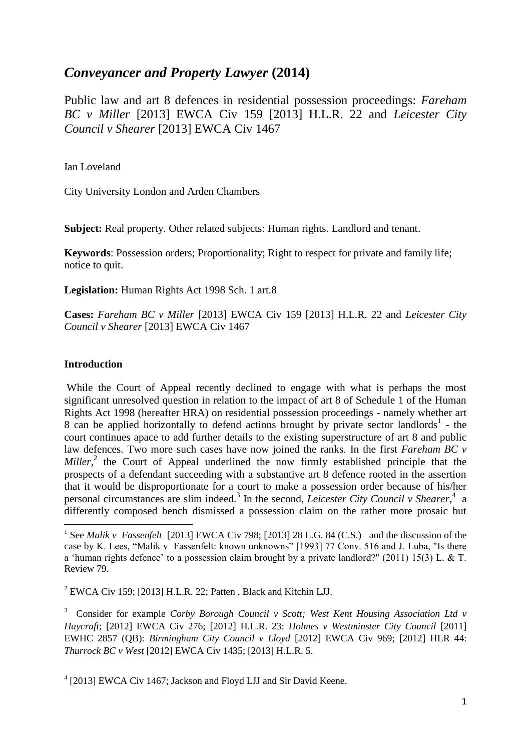# *Conveyancer and Property Lawyer* (2014)

Public law and art 8 defences in residential possession proceedings: *Fareham BC v Miller* [2013] EWCA Civ 159 [2013] H.L.R. 22 and *Leicester City Council v Shearer* [2013] EWCA Civ 1467

Ian Loveland

City University London and Arden Chambers

**Subject:** Real property. Other related subjects: Human rights. Landlord and tenant.

**Keywords**: Possession orders; Proportionality; Right to respect for private and family life; notice to quit.

**Legislation:** Human Rights Act 1998 Sch. 1 art.8

**Cases:** *Fareham BC v Miller* [2013] EWCA Civ 159 [2013] H.L.R. 22 and *Leicester City Council v Shearer* [2013] EWCA Civ 1467

**Introduction**

While the Court of Appeal recently declined to engage with what is perhaps the most significant unresolved question in relation to the impact of art 8 of Schedule 1 of the Human Rights Act 1998 (hereafter HRA) on residential possession proceedings - namely whether art 8 can be applied horizontally to defend actions brought by private sector landlords[1] - the court continues apace to add further details to the existing superstructure of art 8 and public law defences. Two more such cases have now joined the ranks. In the first *Fareham BC v Miller*,[2] the Court of Appeal underlined the now firmly established principle that the prospects of a defendant succeeding with a substantive art 8 defence rooted in the assertion that it would be disproportionate for a court to make a possession order because of his/her personal circumstances are slim indeed.[3] In the second, *Leicester City Council v Shearer*,[4] a differently composed bench dismissed a possession claim on the rather more prosaic but

---

[1] See *Malik v Fassenfelt* [2013] EWCA Civ 798; [2013] 28 E.G. 84 (C.S.) and the discussion of the case by K. Lees, "Malik v Fassenfelt: known unknowns" [1993] 77 Conv. 516 and J. Luba, "Is there a 'human rights defence' to a possession claim brought by a private landlord?" (2011) 15(3) L. & T. Review 79.

[2] EWCA Civ 159; [2013] H.L.R. 22; Patten , Black and Kitchin LJJ.

[3] Consider for example *Corby Borough Council v Scott; West Kent Housing Association Ltd v Haycraft*; [2012] EWCA Civ 276; [2012] H.L.R. 23: *Holmes v Westminster City Council* [2011] EWHC 2857 (QB): *Birmingham City Council v Lloyd* [2012] EWCA Civ 969; [2012] HLR 44: *Thurrock BC v West* [2012] EWCA Civ 1435; [2013] H.L.R. 5.

[4] [2013] EWCA Civ 1467; Jackson and Floyd LJJ and Sir David Keene.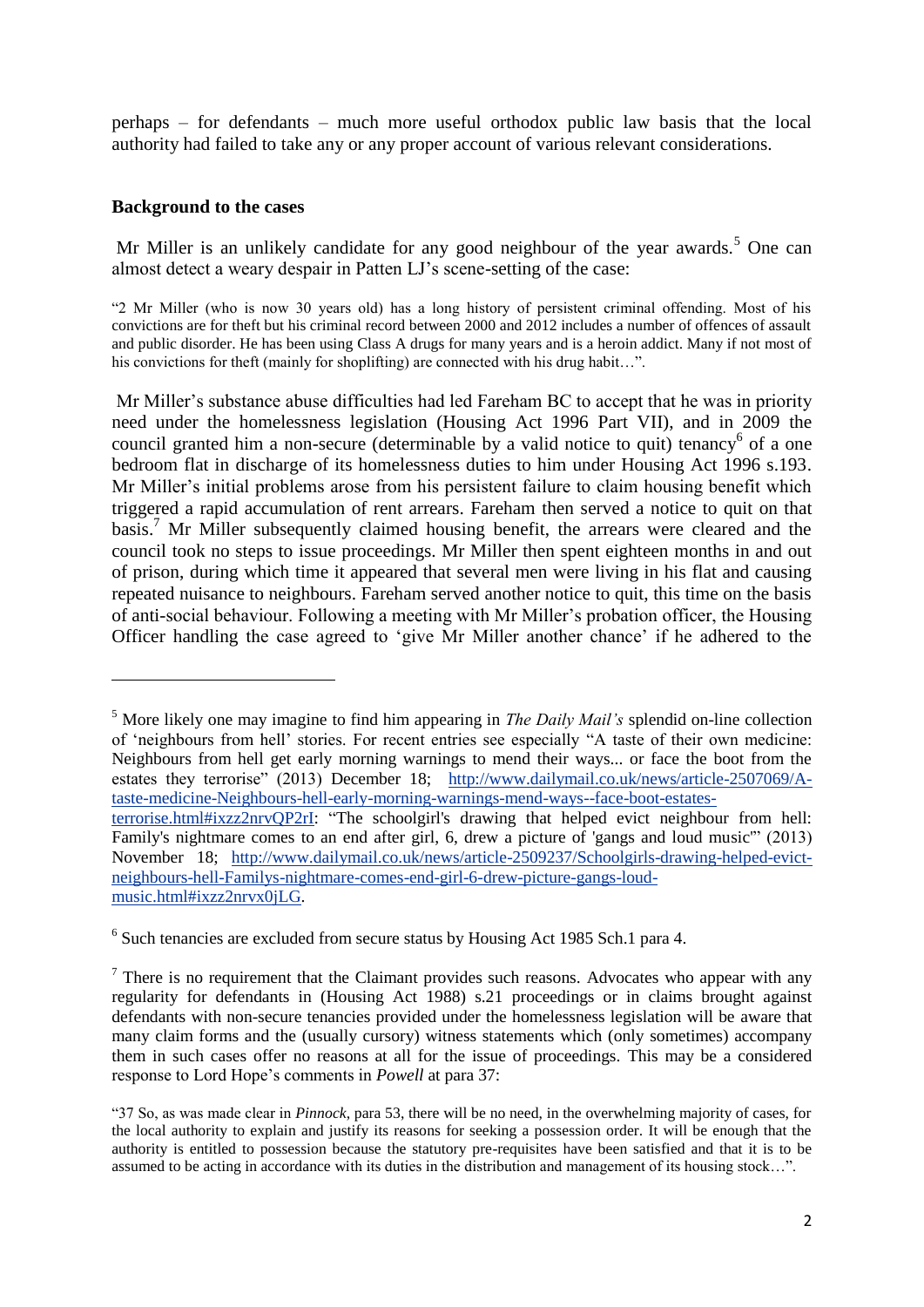perhaps – for defendants – much more useful orthodox public law basis that the local authority had failed to take any or any proper account of various relevant considerations.

**Background to the cases**

Mr Miller is an unlikely candidate for any good neighbour of the year awards.[5] One can almost detect a weary despair in Patten LJ's scene-setting of the case:

> "2 Mr Miller (who is now 30 years old) has a long history of persistent criminal offending. Most of his convictions are for theft but his criminal record between 2000 and 2012 includes a number of offences of assault and public disorder. He has been using Class A drugs for many years and is a heroin addict. Many if not most of his convictions for theft (mainly for shoplifting) are connected with his drug habit…".

Mr Miller's substance abuse difficulties had led Fareham BC to accept that he was in priority need under the homelessness legislation (Housing Act 1996 Part VII), and in 2009 the council granted him a non-secure (determinable by a valid notice to quit) tenancy[6] of a one bedroom flat in discharge of its homelessness duties to him under Housing Act 1996 s.193. Mr Miller's initial problems arose from his persistent failure to claim housing benefit which triggered a rapid accumulation of rent arrears. Fareham then served a notice to quit on that basis.[7] Mr Miller subsequently claimed housing benefit, the arrears were cleared and the council took no steps to issue proceedings. Mr Miller then spent eighteen months in and out of prison, during which time it appeared that several men were living in his flat and causing repeated nuisance to neighbours. Fareham served another notice to quit, this time on the basis of anti-social behaviour. Following a meeting with Mr Miller's probation officer, the Housing Officer handling the case agreed to 'give Mr Miller another chance' if he adhered to the

---

[5] More likely one may imagine to find him appearing in *The Daily Mail's* splendid on-line collection of 'neighbours from hell' stories. For recent entries see especially "A taste of their own medicine: Neighbours from hell get early morning warnings to mend their ways... or face the boot from the estates they terrorise" (2013) December 18; [http://www.dailymail.co.uk/news/article-2507069/A-taste-medicine-Neighbours-hell-early-morning-warnings-mend-ways--face-boot-estates-terrorise.html#ixzz2nrvQP2rI](http://www.dailymail.co.uk/news/article-2507069/A-taste-medicine-Neighbours-hell-early-morning-warnings-mend-ways--face-boot-estates-terrorise.html#ixzz2nrvQP2rI): "The schoolgirl's drawing that helped evict neighbour from hell: Family's nightmare comes to an end after girl, 6, drew a picture of 'gangs and loud music'" (2013) November 18; [http://www.dailymail.co.uk/news/article-2509237/Schoolgirls-drawing-helped-evict-neighbours-hell-Familys-nightmare-comes-end-girl-6-drew-picture-gangs-loud-music.html#ixzz2nrvx0jLG](http://www.dailymail.co.uk/news/article-2509237/Schoolgirls-drawing-helped-evict-neighbours-hell-Familys-nightmare-comes-end-girl-6-drew-picture-gangs-loud-music.html#ixzz2nrvx0jLG).

[6] Such tenancies are excluded from secure status by Housing Act 1985 Sch.1 para 4.

[7] There is no requirement that the Claimant provides such reasons. Advocates who appear with any regularity for defendants in (Housing Act 1988) s.21 proceedings or in claims brought against defendants with non-secure tenancies provided under the homelessness legislation will be aware that many claim forms and the (usually cursory) witness statements which (only sometimes) accompany them in such cases offer no reasons at all for the issue of proceedings. This may be a considered response to Lord Hope's comments in *Powell* at para 37:

> "37 So, as was made clear in *Pinnock*, para 53, there will be no need, in the overwhelming majority of cases, for the local authority to explain and justify its reasons for seeking a possession order. It will be enough that the authority is entitled to possession because the statutory pre-requisites have been satisfied and that it is to be assumed to be acting in accordance with its duties in the distribution and management of its housing stock…".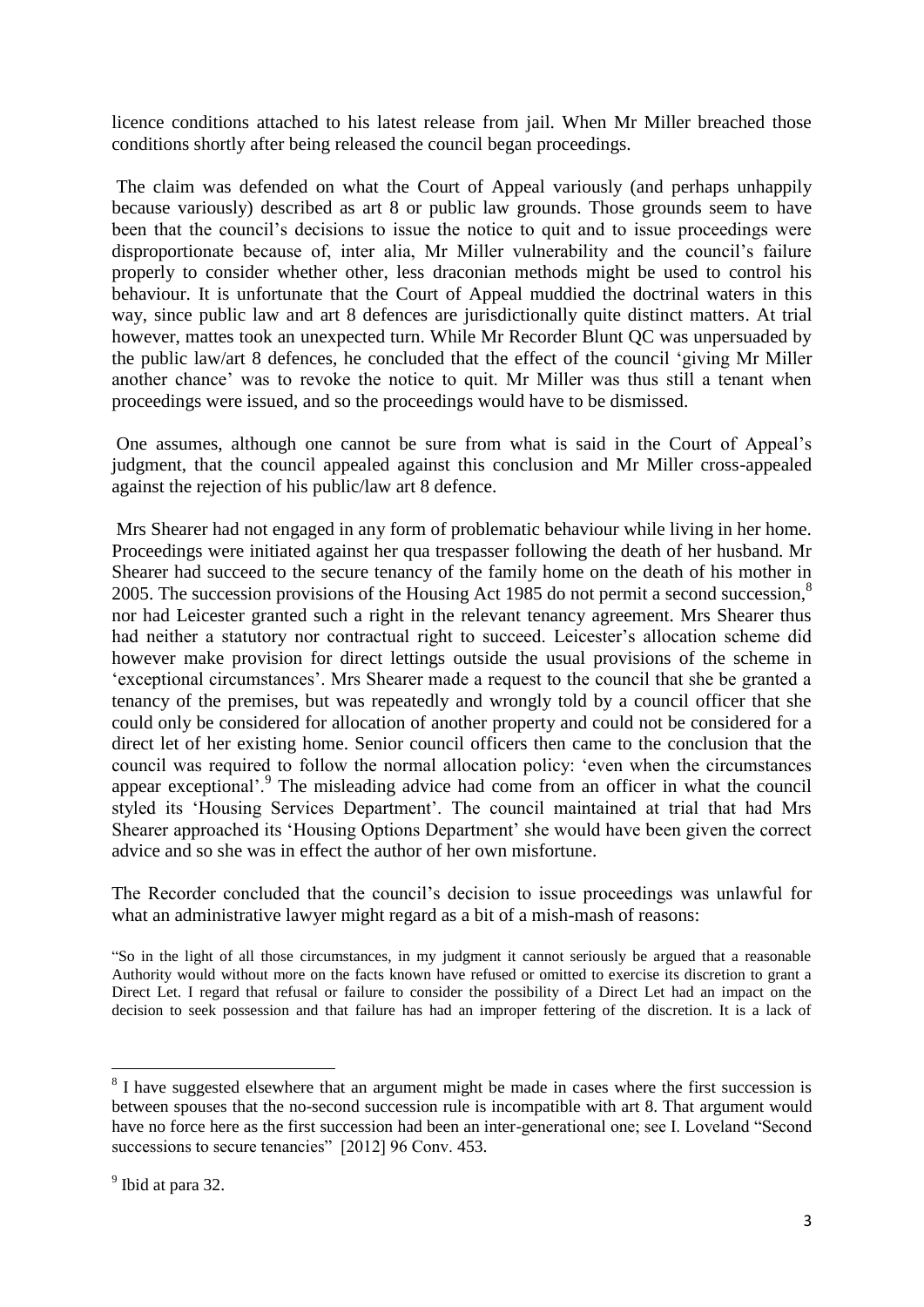licence conditions attached to his latest release from jail. When Mr Miller breached those conditions shortly after being released the council began proceedings.

The claim was defended on what the Court of Appeal variously (and perhaps unhappily because variously) described as art 8 or public law grounds. Those grounds seem to have been that the council's decisions to issue the notice to quit and to issue proceedings were disproportionate because of, inter alia, Mr Miller vulnerability and the council's failure properly to consider whether other, less draconian methods might be used to control his behaviour. It is unfortunate that the Court of Appeal muddied the doctrinal waters in this way, since public law and art 8 defences are jurisdictionally quite distinct matters. At trial however, mattes took an unexpected turn. While Mr Recorder Blunt QC was unpersuaded by the public law/art 8 defences, he concluded that the effect of the council 'giving Mr Miller another chance' was to revoke the notice to quit. Mr Miller was thus still a tenant when proceedings were issued, and so the proceedings would have to be dismissed.

One assumes, although one cannot be sure from what is said in the Court of Appeal's judgment, that the council appealed against this conclusion and Mr Miller cross-appealed against the rejection of his public/law art 8 defence.

Mrs Shearer had not engaged in any form of problematic behaviour while living in her home. Proceedings were initiated against her qua trespasser following the death of her husband. Mr Shearer had succeed to the secure tenancy of the family home on the death of his mother in 2005. The succession provisions of the Housing Act 1985 do not permit a second succession,[8] nor had Leicester granted such a right in the relevant tenancy agreement. Mrs Shearer thus had neither a statutory nor contractual right to succeed. Leicester's allocation scheme did however make provision for direct lettings outside the usual provisions of the scheme in 'exceptional circumstances'. Mrs Shearer made a request to the council that she be granted a tenancy of the premises, but was repeatedly and wrongly told by a council officer that she could only be considered for allocation of another property and could not be considered for a direct let of her existing home. Senior council officers then came to the conclusion that the council was required to follow the normal allocation policy: 'even when the circumstances appear exceptional'.[9] The misleading advice had come from an officer in what the council styled its 'Housing Services Department'. The council maintained at trial that had Mrs Shearer approached its 'Housing Options Department' she would have been given the correct advice and so she was in effect the author of her own misfortune.

The Recorder concluded that the council's decision to issue proceedings was unlawful for what an administrative lawyer might regard as a bit of a mish-mash of reasons:

"So in the light of all those circumstances, in my judgment it cannot seriously be argued that a reasonable Authority would without more on the facts known have refused or omitted to exercise its discretion to grant a Direct Let. I regard that refusal or failure to consider the possibility of a Direct Let had an impact on the decision to seek possession and that failure has had an improper fettering of the discretion. It is a lack of

---

[8] I have suggested elsewhere that an argument might be made in cases where the first succession is between spouses that the no-second succession rule is incompatible with art 8. That argument would have no force here as the first succession had been an inter-generational one; see I. Loveland "Second successions to secure tenancies" [2012] 96 Conv. 453.

[9] Ibid at para 32.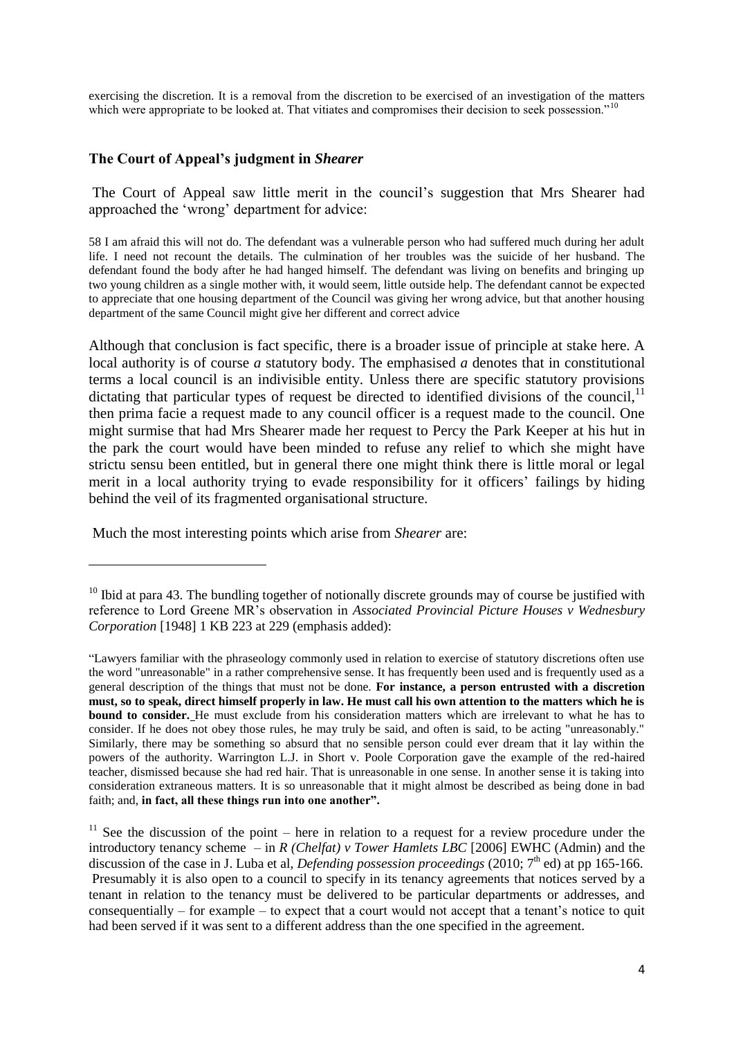exercising the discretion. It is a removal from the discretion to be exercised of an investigation of the matters which were appropriate to be looked at. That vitiates and compromises their decision to seek possession."[10]

## The Court of Appeal's judgment in *Shearer*

The Court of Appeal saw little merit in the council's suggestion that Mrs Shearer had approached the 'wrong' department for advice:

58 I am afraid this will not do. The defendant was a vulnerable person who had suffered much during her adult life. I need not recount the details. The culmination of her troubles was the suicide of her husband. The defendant found the body after he had hanged himself. The defendant was living on benefits and bringing up two young children as a single mother with, it would seem, little outside help. The defendant cannot be expected to appreciate that one housing department of the Council was giving her wrong advice, but that another housing department of the same Council might give her different and correct advice

Although that conclusion is fact specific, there is a broader issue of principle at stake here. A local authority is of course *a* statutory body. The emphasised *a* denotes that in constitutional terms a local council is an indivisible entity. Unless there are specific statutory provisions dictating that particular types of request be directed to identified divisions of the council,[11] then prima facie a request made to any council officer is a request made to the council. One might surmise that had Mrs Shearer made her request to Percy the Park Keeper at his hut in the park the court would have been minded to refuse any relief to which she might have strictu sensu been entitled, but in general there one might think there is little moral or legal merit in a local authority trying to evade responsibility for it officers' failings by hiding behind the veil of its fragmented organisational structure.

Much the most interesting points which arise from *Shearer* are:

---

[10] Ibid at para 43. The bundling together of notionally discrete grounds may of course be justified with reference to Lord Greene MR's observation in *Associated Provincial Picture Houses v Wednesbury Corporation* [1948] 1 KB 223 at 229 (emphasis added):

"Lawyers familiar with the phraseology commonly used in relation to exercise of statutory discretions often use the word "unreasonable" in a rather comprehensive sense. It has frequently been used and is frequently used as a general description of the things that must not be done. **For instance, a person entrusted with a discretion must, so to speak, direct himself properly in law. He must call his own attention to the matters which he is bound to consider.** He must exclude from his consideration matters which are irrelevant to what he has to consider. If he does not obey those rules, he may truly be said, and often is said, to be acting "unreasonably." Similarly, there may be something so absurd that no sensible person could ever dream that it lay within the powers of the authority. Warrington L.J. in Short v. Poole Corporation gave the example of the red-haired teacher, dismissed because she had red hair. That is unreasonable in one sense. In another sense it is taking into consideration extraneous matters. It is so unreasonable that it might almost be described as being done in bad faith; and, **in fact, all these things run into one another".**

[11] See the discussion of the point – here in relation to a request for a review procedure under the introductory tenancy scheme – in *R (Chelfat) v Tower Hamlets LBC* [2006] EWHC (Admin) and the discussion of the case in J. Luba et al, *Defending possession proceedings* (2010; 7th ed) at pp 165-166. Presumably it is also open to a council to specify in its tenancy agreements that notices served by a tenant in relation to the tenancy must be delivered to be particular departments or addresses, and consequentially – for example – to expect that a court would not accept that a tenant's notice to quit had been served if it was sent to a different address than the one specified in the agreement.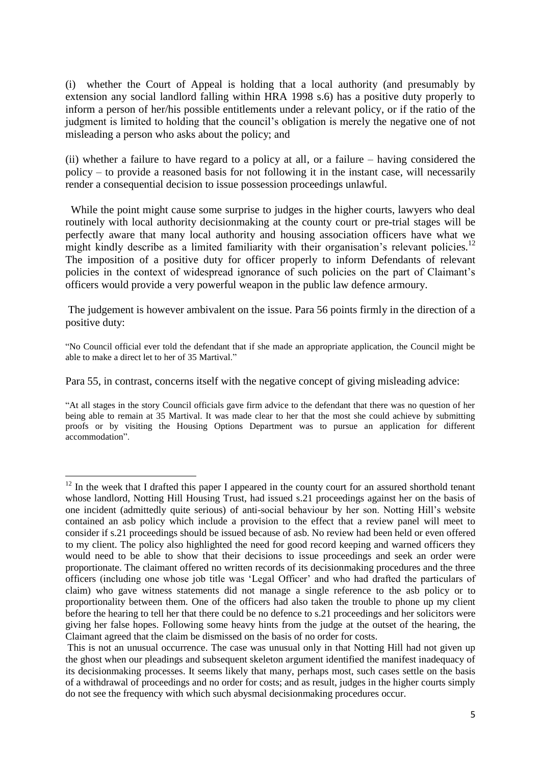(i) whether the Court of Appeal is holding that a local authority (and presumably by extension any social landlord falling within HRA 1998 s.6) has a positive duty properly to inform a person of her/his possible entitlements under a relevant policy, or if the ratio of the judgment is limited to holding that the council's obligation is merely the negative one of not misleading a person who asks about the policy; and

(ii) whether a failure to have regard to a policy at all, or a failure – having considered the policy – to provide a reasoned basis for not following it in the instant case, will necessarily render a consequential decision to issue possession proceedings unlawful.

While the point might cause some surprise to judges in the higher courts, lawyers who deal routinely with local authority decisionmaking at the county court or pre-trial stages will be perfectly aware that many local authority and housing association officers have what we might kindly describe as a limited familiarity with their organisation's relevant policies.[12] The imposition of a positive duty for officer properly to inform Defendants of relevant policies in the context of widespread ignorance of such policies on the part of Claimant's officers would provide a very powerful weapon in the public law defence armoury.

The judgement is however ambivalent on the issue. Para 56 points firmly in the direction of a positive duty:

"No Council official ever told the defendant that if she made an appropriate application, the Council might be able to make a direct let to her of 35 Martival."

Para 55, in contrast, concerns itself with the negative concept of giving misleading advice:

"At all stages in the story Council officials gave firm advice to the defendant that there was no question of her being able to remain at 35 Martival. It was made clear to her that the most she could achieve by submitting proofs or by visiting the Housing Options Department was to pursue an application for different accommodation".

---

[12] In the week that I drafted this paper I appeared in the county court for an assured shorthold tenant whose landlord, Notting Hill Housing Trust, had issued s.21 proceedings against her on the basis of one incident (admittedly quite serious) of anti-social behaviour by her son. Notting Hill's website contained an asb policy which include a provision to the effect that a review panel will meet to consider if s.21 proceedings should be issued because of asb. No review had been held or even offered to my client. The policy also highlighted the need for good record keeping and warned officers they would need to be able to show that their decisions to issue proceedings and seek an order were proportionate. The claimant offered no written records of its decisionmaking procedures and the three officers (including one whose job title was 'Legal Officer' and who had drafted the particulars of claim) who gave witness statements did not manage a single reference to the asb policy or to proportionality between them. One of the officers had also taken the trouble to phone up my client before the hearing to tell her that there could be no defence to s.21 proceedings and her solicitors were giving her false hopes. Following some heavy hints from the judge at the outset of the hearing, the Claimant agreed that the claim be dismissed on the basis of no order for costs.

This is not an unusual occurrence. The case was unusual only in that Notting Hill had not given up the ghost when our pleadings and subsequent skeleton argument identified the manifest inadequacy of its decisionmaking processes. It seems likely that many, perhaps most, such cases settle on the basis of a withdrawal of proceedings and no order for costs; and as result, judges in the higher courts simply do not see the frequency with which such abysmal decisionmaking procedures occur.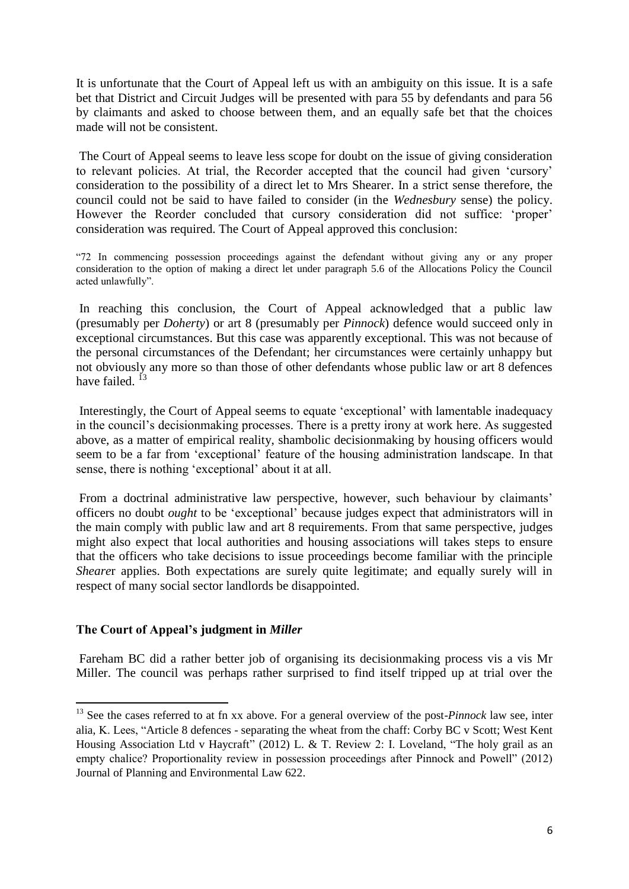It is unfortunate that the Court of Appeal left us with an ambiguity on this issue. It is a safe bet that District and Circuit Judges will be presented with para 55 by defendants and para 56 by claimants and asked to choose between them, and an equally safe bet that the choices made will not be consistent.

The Court of Appeal seems to leave less scope for doubt on the issue of giving consideration to relevant policies. At trial, the Recorder accepted that the council had given 'cursory' consideration to the possibility of a direct let to Mrs Shearer. In a strict sense therefore, the council could not be said to have failed to consider (in the *Wednesbury* sense) the policy. However the Reorder concluded that cursory consideration did not suffice: 'proper' consideration was required. The Court of Appeal approved this conclusion:

"72 In commencing possession proceedings against the defendant without giving any or any proper consideration to the option of making a direct let under paragraph 5.6 of the Allocations Policy the Council acted unlawfully".

In reaching this conclusion, the Court of Appeal acknowledged that a public law (presumably per *Doherty*) or art 8 (presumably per *Pinnock*) defence would succeed only in exceptional circumstances. But this case was apparently exceptional. This was not because of the personal circumstances of the Defendant; her circumstances were certainly unhappy but not obviously any more so than those of other defendants whose public law or art 8 defences have failed. [13]

Interestingly, the Court of Appeal seems to equate 'exceptional' with lamentable inadequacy in the council's decisionmaking processes. There is a pretty irony at work here. As suggested above, as a matter of empirical reality, shambolic decisionmaking by housing officers would seem to be a far from 'exceptional' feature of the housing administration landscape. In that sense, there is nothing 'exceptional' about it at all.

From a doctrinal administrative law perspective, however, such behaviour by claimants' officers no doubt *ought* to be 'exceptional' because judges expect that administrators will in the main comply with public law and art 8 requirements. From that same perspective, judges might also expect that local authorities and housing associations will takes steps to ensure that the officers who take decisions to issue proceedings become familiar with the principle *Shearer* applies. Both expectations are surely quite legitimate; and equally surely will in respect of many social sector landlords be disappointed.

## The Court of Appeal's judgment in *Miller*

Fareham BC did a rather better job of organising its decisionmaking process vis a vis Mr Miller. The council was perhaps rather surprised to find itself tripped up at trial over the

[13] See the cases referred to at fn xx above. For a general overview of the post-*Pinnock* law see, inter alia, K. Lees, "Article 8 defences - separating the wheat from the chaff: Corby BC v Scott; West Kent Housing Association Ltd v Haycraft" (2012) L. & T. Review 2: I. Loveland, "The holy grail as an empty chalice? Proportionality review in possession proceedings after Pinnock and Powell" (2012) Journal of Planning and Environmental Law 622.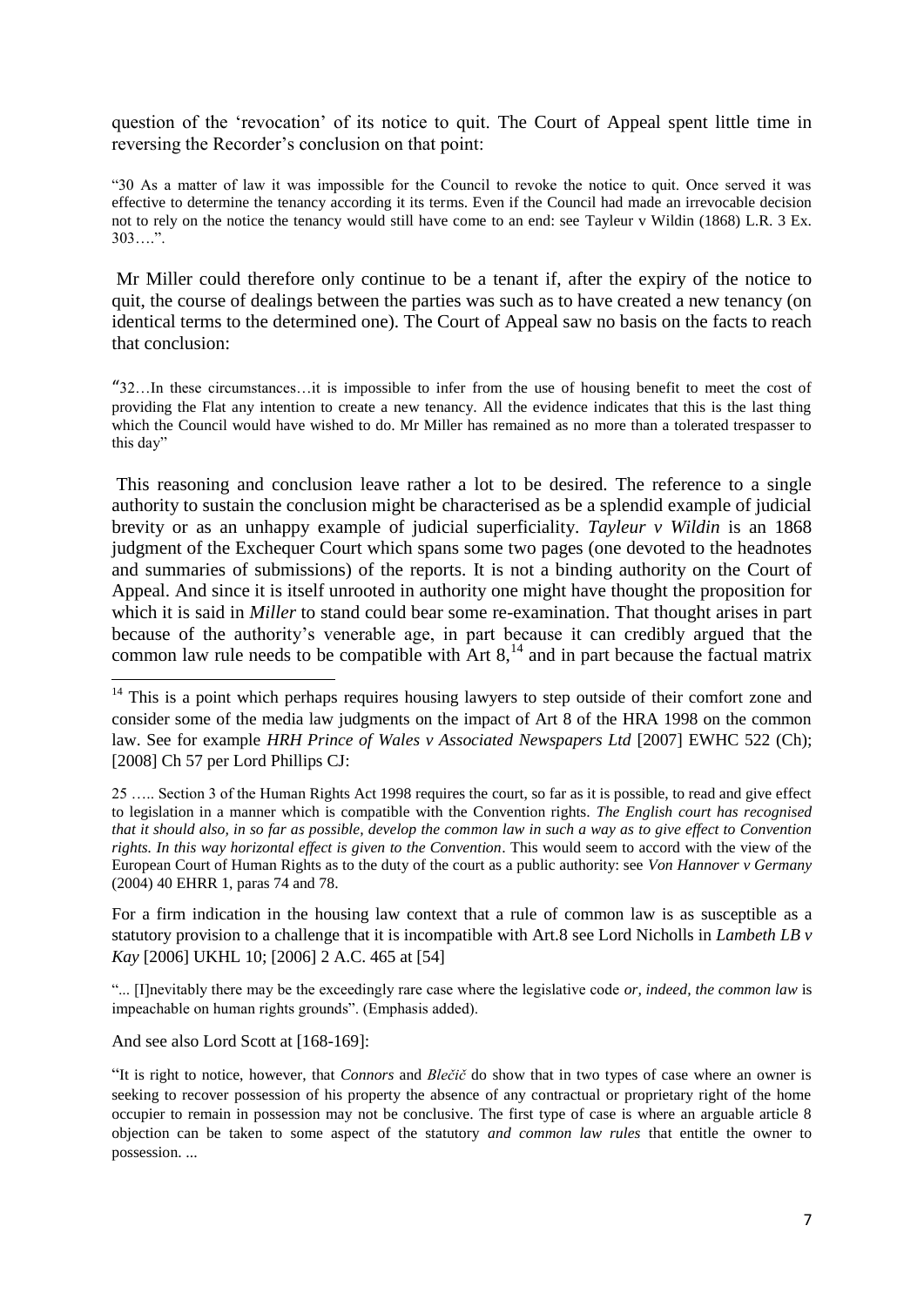question of the 'revocation' of its notice to quit. The Court of Appeal spent little time in reversing the Recorder's conclusion on that point:

"30 As a matter of law it was impossible for the Council to revoke the notice to quit. Once served it was effective to determine the tenancy according it its terms. Even if the Council had made an irrevocable decision not to rely on the notice the tenancy would still have come to an end: see Tayleur v Wildin (1868) L.R. 3 Ex. 303….".

Mr Miller could therefore only continue to be a tenant if, after the expiry of the notice to quit, the course of dealings between the parties was such as to have created a new tenancy (on identical terms to the determined one). The Court of Appeal saw no basis on the facts to reach that conclusion:

"32…In these circumstances…it is impossible to infer from the use of housing benefit to meet the cost of providing the Flat any intention to create a new tenancy. All the evidence indicates that this is the last thing which the Council would have wished to do. Mr Miller has remained as no more than a tolerated trespasser to this day"

This reasoning and conclusion leave rather a lot to be desired. The reference to a single authority to sustain the conclusion might be characterised as be a splendid example of judicial brevity or as an unhappy example of judicial superficiality. *Tayleur v Wildin* is an 1868 judgment of the Exchequer Court which spans some two pages (one devoted to the headnotes and summaries of submissions) of the reports. It is not a binding authority on the Court of Appeal. And since it is itself unrooted in authority one might have thought the proposition for which it is said in *Miller* to stand could bear some re-examination. That thought arises in part because of the authority's venerable age, in part because it can credibly argued that the common law rule needs to be compatible with Art 8,[14] and in part because the factual matrix

---

[14] This is a point which perhaps requires housing lawyers to step outside of their comfort zone and consider some of the media law judgments on the impact of Art 8 of the HRA 1998 on the common law. See for example *HRH Prince of Wales v Associated Newspapers Ltd* [2007] EWHC 522 (Ch); [2008] Ch 57 per Lord Phillips CJ:

25 ….. Section 3 of the Human Rights Act 1998 requires the court, so far as it is possible, to read and give effect to legislation in a manner which is compatible with the Convention rights. *The English court has recognised that it should also, in so far as possible, develop the common law in such a way as to give effect to Convention rights. In this way horizontal effect is given to the Convention*. This would seem to accord with the view of the European Court of Human Rights as to the duty of the court as a public authority: see *Von Hannover v Germany* (2004) 40 EHRR 1, paras 74 and 78.

For a firm indication in the housing law context that a rule of common law is as susceptible as a statutory provision to a challenge that it is incompatible with Art.8 see Lord Nicholls in *Lambeth LB v Kay* [2006] UKHL 10; [2006] 2 A.C. 465 at [54]

"... [I]nevitably there may be the exceedingly rare case where the legislative code *or, indeed, the common law* is impeachable on human rights grounds". (Emphasis added).

And see also Lord Scott at [168-169]:

"It is right to notice, however, that *Connors* and *Blečič* do show that in two types of case where an owner is seeking to recover possession of his property the absence of any contractual or proprietary right of the home occupier to remain in possession may not be conclusive. The first type of case is where an arguable article 8 objection can be taken to some aspect of the statutory *and common law rules* that entitle the owner to possession. ...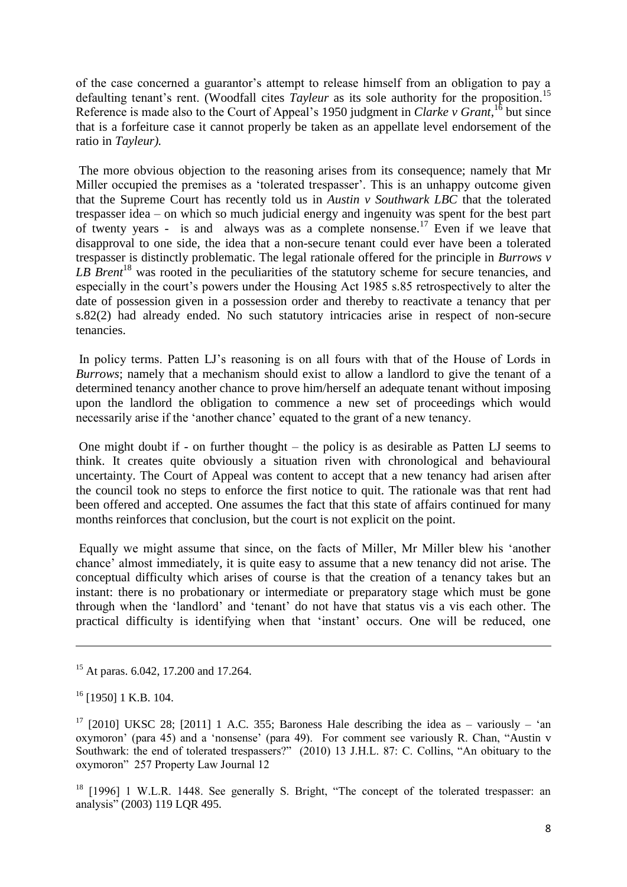of the case concerned a guarantor's attempt to release himself from an obligation to pay a defaulting tenant's rent. (Woodfall cites *Tayleur* as its sole authority for the proposition.[15] Reference is made also to the Court of Appeal's 1950 judgment in *Clarke v Grant*,[16] but since that is a forfeiture case it cannot properly be taken as an appellate level endorsement of the ratio in *Tayleur).*

The more obvious objection to the reasoning arises from its consequence; namely that Mr Miller occupied the premises as a 'tolerated trespasser'. This is an unhappy outcome given that the Supreme Court has recently told us in *Austin v Southwark LBC* that the tolerated trespasser idea – on which so much judicial energy and ingenuity was spent for the best part of twenty years - is and always was as a complete nonsense.[17] Even if we leave that disapproval to one side, the idea that a non-secure tenant could ever have been a tolerated trespasser is distinctly problematic. The legal rationale offered for the principle in *Burrows v LB Brent*[18] was rooted in the peculiarities of the statutory scheme for secure tenancies, and especially in the court's powers under the Housing Act 1985 s.85 retrospectively to alter the date of possession given in a possession order and thereby to reactivate a tenancy that per s.82(2) had already ended. No such statutory intricacies arise in respect of non-secure tenancies.

In policy terms. Patten LJ's reasoning is on all fours with that of the House of Lords in *Burrows*; namely that a mechanism should exist to allow a landlord to give the tenant of a determined tenancy another chance to prove him/herself an adequate tenant without imposing upon the landlord the obligation to commence a new set of proceedings which would necessarily arise if the 'another chance' equated to the grant of a new tenancy.

One might doubt if - on further thought – the policy is as desirable as Patten LJ seems to think. It creates quite obviously a situation riven with chronological and behavioural uncertainty. The Court of Appeal was content to accept that a new tenancy had arisen after the council took no steps to enforce the first notice to quit. The rationale was that rent had been offered and accepted. One assumes the fact that this state of affairs continued for many months reinforces that conclusion, but the court is not explicit on the point.

Equally we might assume that since, on the facts of Miller, Mr Miller blew his 'another chance' almost immediately, it is quite easy to assume that a new tenancy did not arise. The conceptual difficulty which arises of course is that the creation of a tenancy takes but an instant: there is no probationary or intermediate or preparatory stage which must be gone through when the 'landlord' and 'tenant' do not have that status vis a vis each other. The practical difficulty is identifying when that 'instant' occurs. One will be reduced, one

---

[15] At paras. 6.042, 17.200 and 17.264.

[16] [1950] 1 K.B. 104.

[17] [2010] UKSC 28; [2011] 1 A.C. 355; Baroness Hale describing the idea as – variously – 'an oxymoron' (para 45) and a 'nonsense' (para 49). For comment see variously R. Chan, "Austin v Southwark: the end of tolerated trespassers?" (2010) 13 J.H.L. 87: C. Collins, "An obituary to the oxymoron" 257 Property Law Journal 12

[18] [1996] 1 W.L.R. 1448. See generally S. Bright, "The concept of the tolerated trespasser: an analysis" (2003) 119 LQR 495.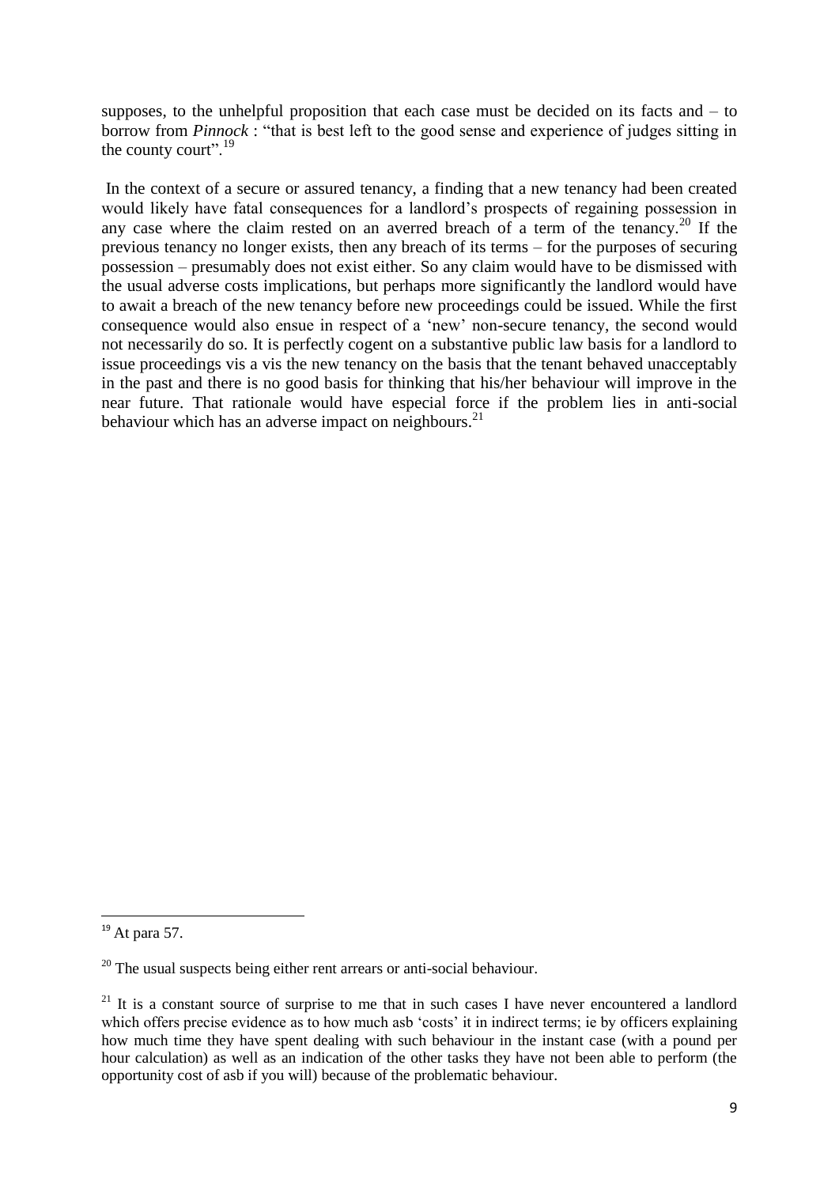supposes, to the unhelpful proposition that each case must be decided on its facts and – to borrow from *Pinnock* : "that is best left to the good sense and experience of judges sitting in the county court".[19]

In the context of a secure or assured tenancy, a finding that a new tenancy had been created would likely have fatal consequences for a landlord's prospects of regaining possession in any case where the claim rested on an averred breach of a term of the tenancy.[20] If the previous tenancy no longer exists, then any breach of its terms – for the purposes of securing possession – presumably does not exist either. So any claim would have to be dismissed with the usual adverse costs implications, but perhaps more significantly the landlord would have to await a breach of the new tenancy before new proceedings could be issued. While the first consequence would also ensue in respect of a 'new' non-secure tenancy, the second would not necessarily do so. It is perfectly cogent on a substantive public law basis for a landlord to issue proceedings vis a vis the new tenancy on the basis that the tenant behaved unacceptably in the past and there is no good basis for thinking that his/her behaviour will improve in the near future. That rationale would have especial force if the problem lies in anti-social behaviour which has an adverse impact on neighbours.[21]

---

[19] At para 57.

[20] The usual suspects being either rent arrears or anti-social behaviour.

[21] It is a constant source of surprise to me that in such cases I have never encountered a landlord which offers precise evidence as to how much asb 'costs' it in indirect terms; ie by officers explaining how much time they have spent dealing with such behaviour in the instant case (with a pound per hour calculation) as well as an indication of the other tasks they have not been able to perform (the opportunity cost of asb if you will) because of the problematic behaviour.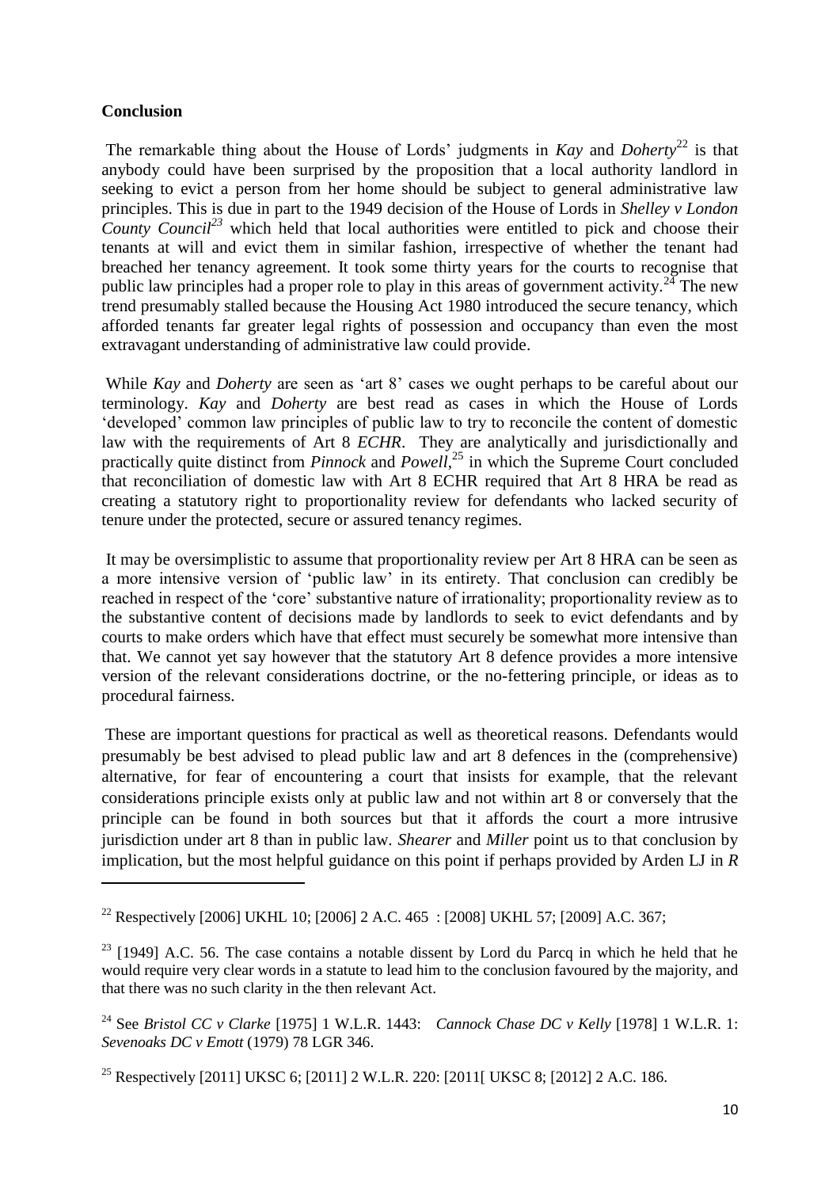**Conclusion**

The remarkable thing about the House of Lords' judgments in *Kay* and *Doherty*[22] is that anybody could have been surprised by the proposition that a local authority landlord in seeking to evict a person from her home should be subject to general administrative law principles. This is due in part to the 1949 decision of the House of Lords in *Shelley v London County Council*[23] which held that local authorities were entitled to pick and choose their tenants at will and evict them in similar fashion, irrespective of whether the tenant had breached her tenancy agreement. It took some thirty years for the courts to recognise that public law principles had a proper role to play in this areas of government activity.[24] The new trend presumably stalled because the Housing Act 1980 introduced the secure tenancy, which afforded tenants far greater legal rights of possession and occupancy than even the most extravagant understanding of administrative law could provide.

While *Kay* and *Doherty* are seen as 'art 8' cases we ought perhaps to be careful about our terminology. *Kay* and *Doherty* are best read as cases in which the House of Lords 'developed' common law principles of public law to try to reconcile the content of domestic law with the requirements of Art 8 *ECHR*. They are analytically and jurisdictionally and practically quite distinct from *Pinnock* and *Powell*,[25] in which the Supreme Court concluded that reconciliation of domestic law with Art 8 ECHR required that Art 8 HRA be read as creating a statutory right to proportionality review for defendants who lacked security of tenure under the protected, secure or assured tenancy regimes.

It may be oversimplistic to assume that proportionality review per Art 8 HRA can be seen as a more intensive version of 'public law' in its entirety. That conclusion can credibly be reached in respect of the 'core' substantive nature of irrationality; proportionality review as to the substantive content of decisions made by landlords to seek to evict defendants and by courts to make orders which have that effect must securely be somewhat more intensive than that. We cannot yet say however that the statutory Art 8 defence provides a more intensive version of the relevant considerations doctrine, or the no-fettering principle, or ideas as to procedural fairness.

These are important questions for practical as well as theoretical reasons. Defendants would presumably be best advised to plead public law and art 8 defences in the (comprehensive) alternative, for fear of encountering a court that insists for example, that the relevant considerations principle exists only at public law and not within art 8 or conversely that the principle can be found in both sources but that it affords the court a more intrusive jurisdiction under art 8 than in public law. *Shearer* and *Miller* point us to that conclusion by implication, but the most helpful guidance on this point if perhaps provided by Arden LJ in *R*

---

[22] Respectively [2006] UKHL 10; [2006] 2 A.C. 465 : [2008] UKHL 57; [2009] A.C. 367;

[23] [1949] A.C. 56. The case contains a notable dissent by Lord du Parcq in which he held that he would require very clear words in a statute to lead him to the conclusion favoured by the majority, and that there was no such clarity in the then relevant Act.

[24] See *Bristol CC v Clarke* [1975] 1 W.L.R. 1443: *Cannock Chase DC v Kelly* [1978] 1 W.L.R. 1: *Sevenoaks DC v Emott* (1979) 78 LGR 346.

[25] Respectively [2011] UKSC 6; [2011] 2 W.L.R. 220: [2011[ UKSC 8; [2012] 2 A.C. 186.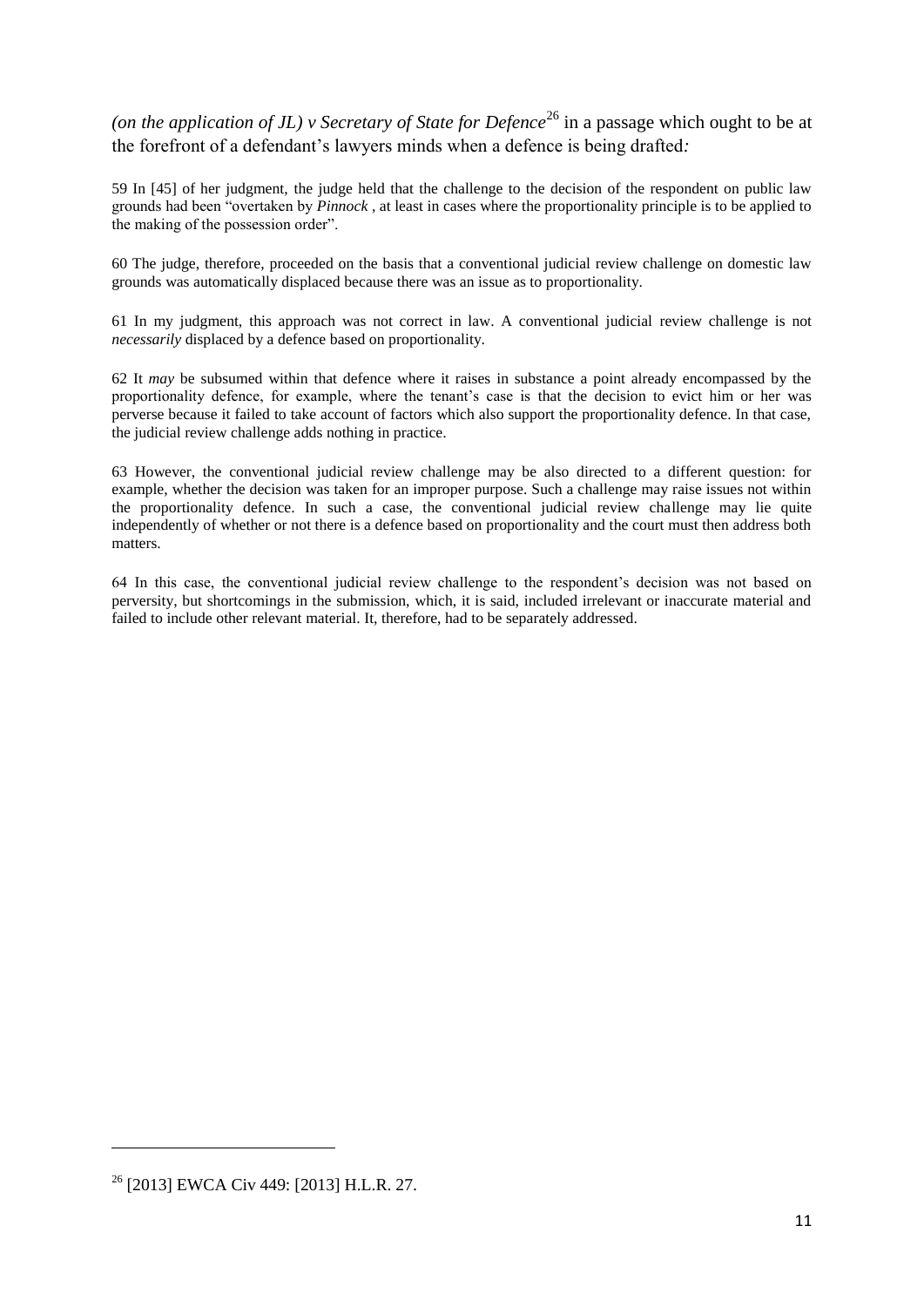*(on the application of JL) v Secretary of State for Defence*[26] in a passage which ought to be at the forefront of a defendant's lawyers minds when a defence is being drafted*:*

59 In [45] of her judgment, the judge held that the challenge to the decision of the respondent on public law grounds had been "overtaken by *Pinnock* , at least in cases where the proportionality principle is to be applied to the making of the possession order".

60 The judge, therefore, proceeded on the basis that a conventional judicial review challenge on domestic law grounds was automatically displaced because there was an issue as to proportionality.

61 In my judgment, this approach was not correct in law. A conventional judicial review challenge is not *necessarily* displaced by a defence based on proportionality.

62 It *may* be subsumed within that defence where it raises in substance a point already encompassed by the proportionality defence, for example, where the tenant's case is that the decision to evict him or her was perverse because it failed to take account of factors which also support the proportionality defence. In that case, the judicial review challenge adds nothing in practice.

63 However, the conventional judicial review challenge may be also directed to a different question: for example, whether the decision was taken for an improper purpose. Such a challenge may raise issues not within the proportionality defence. In such a case, the conventional judicial review challenge may lie quite independently of whether or not there is a defence based on proportionality and the court must then address both matters.

64 In this case, the conventional judicial review challenge to the respondent's decision was not based on perversity, but shortcomings in the submission, which, it is said, included irrelevant or inaccurate material and failed to include other relevant material. It, therefore, had to be separately addressed.

---

[26] [2013] EWCA Civ 449: [2013] H.L.R. 27.